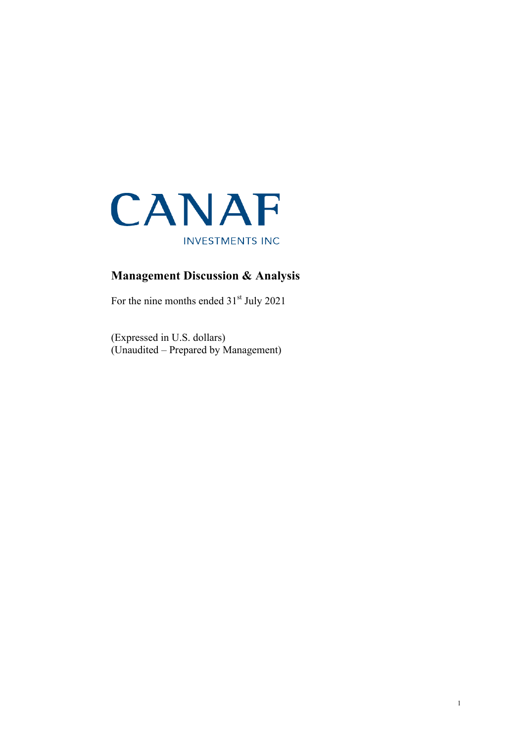# CANAF

INVESTMENTS INC

## Management Discussion & Analysis

For the nine months ended 31st July 2021

(Expressed in U.S. dollars)
(Unaudited – Prepared by Management)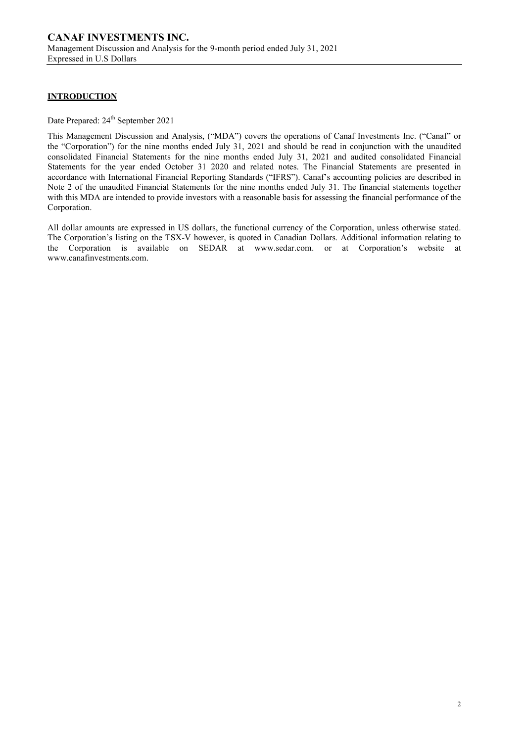## **INTRODUCTION**

Date Prepared: 24th September 2021

This Management Discussion and Analysis, ("MDA") covers the operations of Canaf Investments Inc. ("Canaf" or the "Corporation") for the nine months ended July 31, 2021 and should be read in conjunction with the unaudited consolidated Financial Statements for the nine months ended July 31, 2021 and audited consolidated Financial Statements for the year ended October 31 2020 and related notes. The Financial Statements are presented in accordance with International Financial Reporting Standards ("IFRS"). Canaf's accounting policies are described in Note 2 of the unaudited Financial Statements for the nine months ended July 31. The financial statements together with this MDA are intended to provide investors with a reasonable basis for assessing the financial performance of the Corporation.

All dollar amounts are expressed in US dollars, the functional currency of the Corporation, unless otherwise stated. The Corporation's listing on the TSX-V however, is quoted in Canadian Dollars. Additional information relating to the Corporation is available on SEDAR at www.sedar.com. or at Corporation's website at www.canafinvestments.com.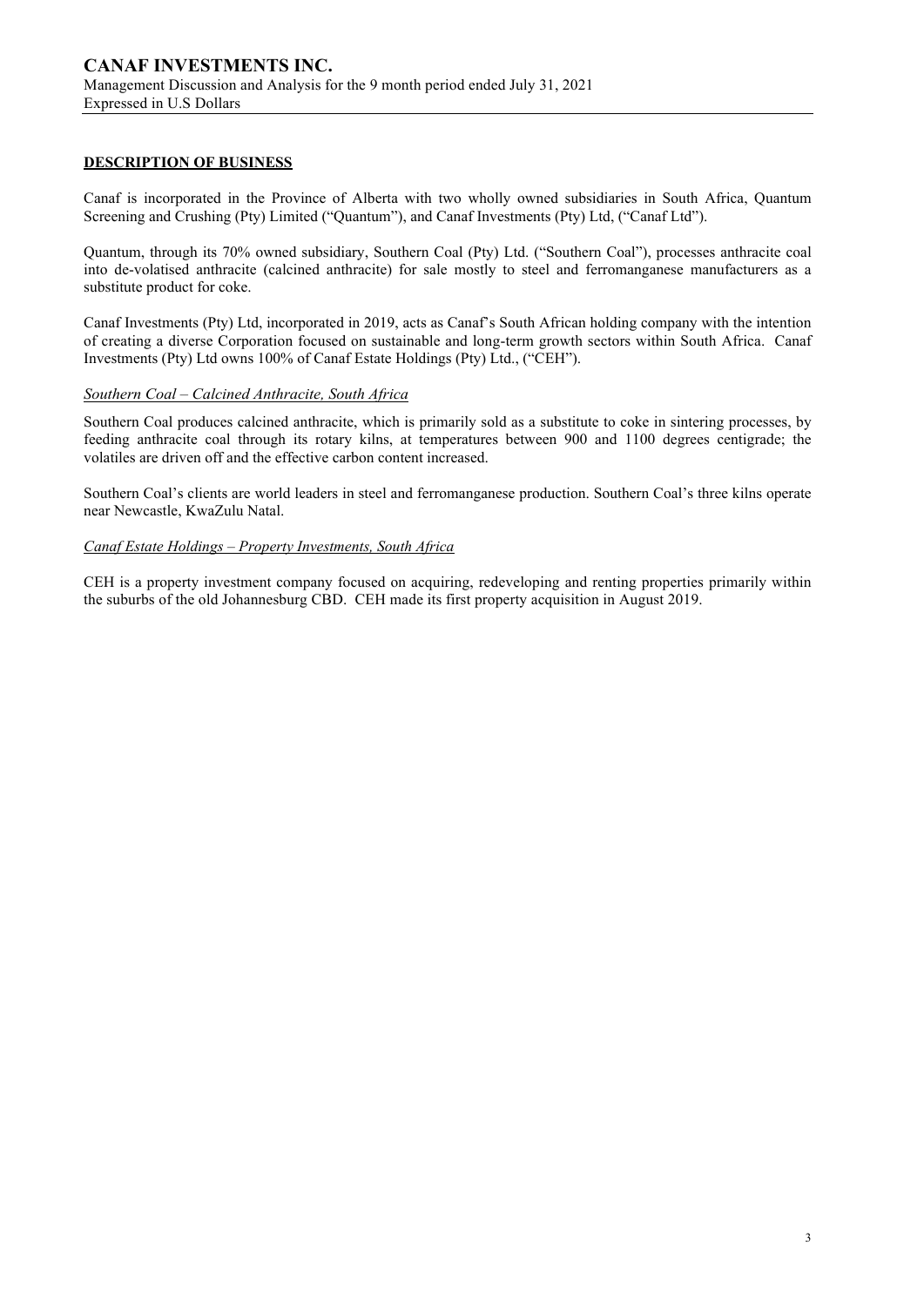## DESCRIPTION OF BUSINESS

Canaf is incorporated in the Province of Alberta with two wholly owned subsidiaries in South Africa, Quantum Screening and Crushing (Pty) Limited ("Quantum"), and Canaf Investments (Pty) Ltd, ("Canaf Ltd").

Quantum, through its 70% owned subsidiary, Southern Coal (Pty) Ltd. ("Southern Coal"), processes anthracite coal into de-volatised anthracite (calcined anthracite) for sale mostly to steel and ferromanganese manufacturers as a substitute product for coke.

Canaf Investments (Pty) Ltd, incorporated in 2019, acts as Canaf's South African holding company with the intention of creating a diverse Corporation focused on sustainable and long-term growth sectors within South Africa. Canaf Investments (Pty) Ltd owns 100% of Canaf Estate Holdings (Pty) Ltd., ("CEH").

### *Southern Coal – Calcined Anthracite, South Africa*

Southern Coal produces calcined anthracite, which is primarily sold as a substitute to coke in sintering processes, by feeding anthracite coal through its rotary kilns, at temperatures between 900 and 1100 degrees centigrade; the volatiles are driven off and the effective carbon content increased.

Southern Coal's clients are world leaders in steel and ferromanganese production. Southern Coal's three kilns operate near Newcastle, KwaZulu Natal.

### *Canaf Estate Holdings – Property Investments, South Africa*

CEH is a property investment company focused on acquiring, redeveloping and renting properties primarily within the suburbs of the old Johannesburg CBD. CEH made its first property acquisition in August 2019.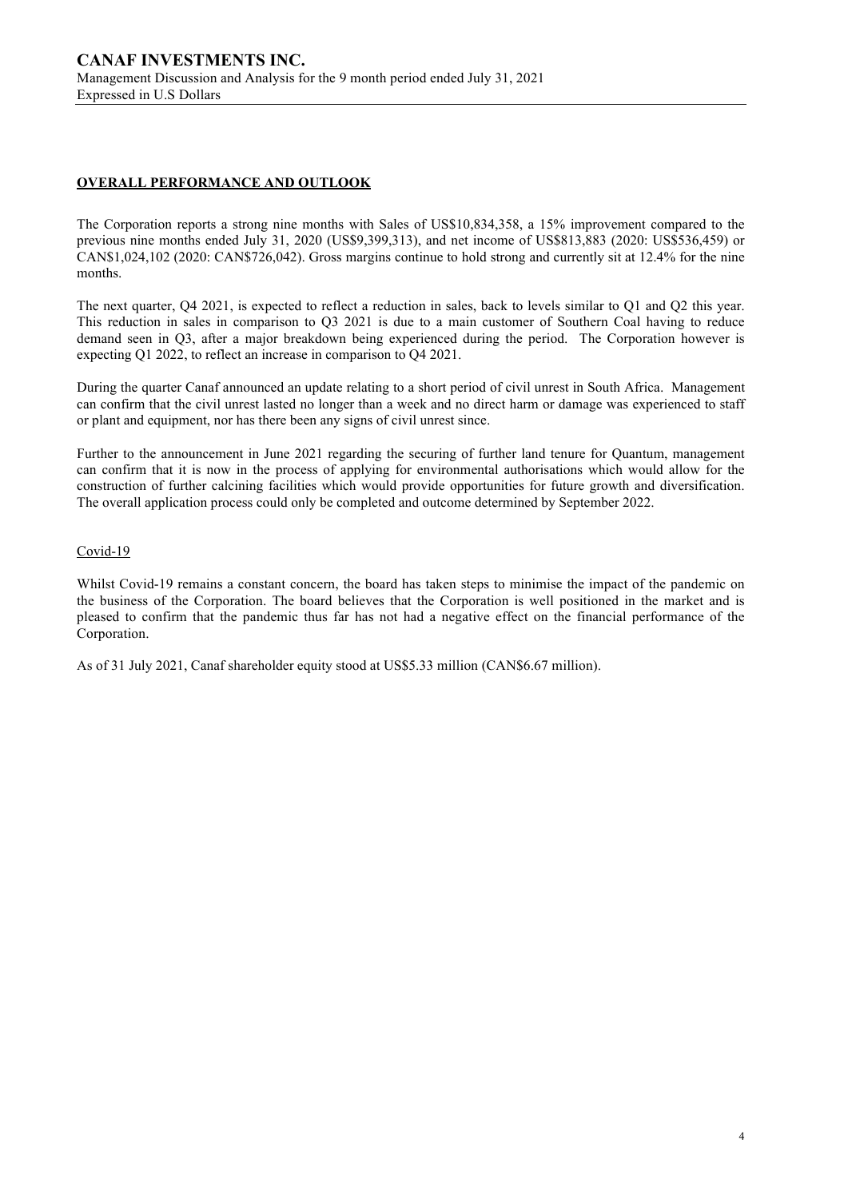## OVERALL PERFORMANCE AND OUTLOOK

The Corporation reports a strong nine months with Sales of US$10,834,358, a 15% improvement compared to the previous nine months ended July 31, 2020 (US$9,399,313), and net income of US$813,883 (2020: US$536,459) or CAN$1,024,102 (2020: CAN$726,042). Gross margins continue to hold strong and currently sit at 12.4% for the nine months.

The next quarter, Q4 2021, is expected to reflect a reduction in sales, back to levels similar to Q1 and Q2 this year. This reduction in sales in comparison to Q3 2021 is due to a main customer of Southern Coal having to reduce demand seen in Q3, after a major breakdown being experienced during the period. The Corporation however is expecting Q1 2022, to reflect an increase in comparison to Q4 2021.

During the quarter Canaf announced an update relating to a short period of civil unrest in South Africa. Management can confirm that the civil unrest lasted no longer than a week and no direct harm or damage was experienced to staff or plant and equipment, nor has there been any signs of civil unrest since.

Further to the announcement in June 2021 regarding the securing of further land tenure for Quantum, management can confirm that it is now in the process of applying for environmental authorisations which would allow for the construction of further calcining facilities which would provide opportunities for future growth and diversification. The overall application process could only be completed and outcome determined by September 2022.

### Covid-19

Whilst Covid-19 remains a constant concern, the board has taken steps to minimise the impact of the pandemic on the business of the Corporation. The board believes that the Corporation is well positioned in the market and is pleased to confirm that the pandemic thus far has not had a negative effect on the financial performance of the Corporation.

As of 31 July 2021, Canaf shareholder equity stood at US$5.33 million (CAN$6.67 million).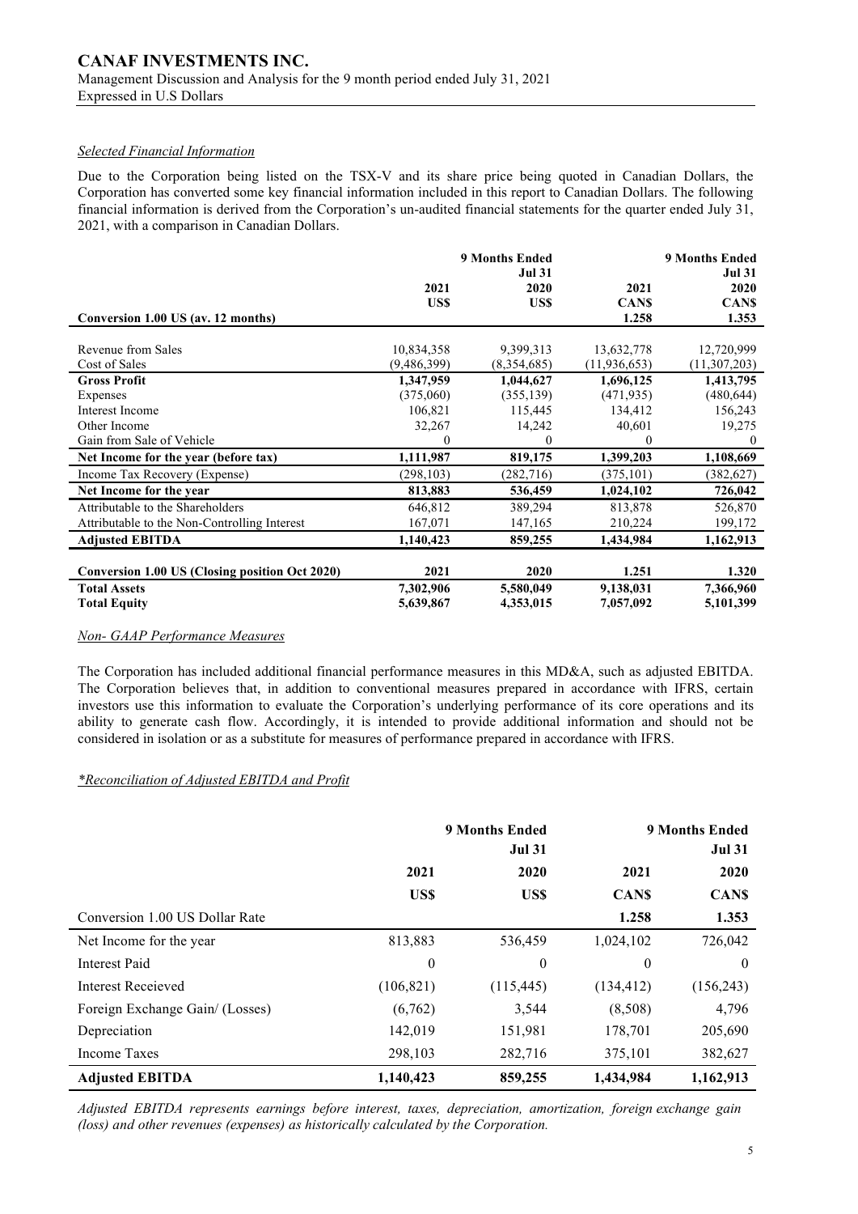*Selected Financial Information*

Due to the Corporation being listed on the TSX-V and its share price being quoted in Canadian Dollars, the Corporation has converted some key financial information included in this report to Canadian Dollars. The following financial information is derived from the Corporation's un-audited financial statements for the quarter ended July 31, 2021, with a comparison in Canadian Dollars.

| | | 9 Months Ended Jul 31 | | 9 Months Ended Jul 31 |
|---|---|---|---|---|
| | 2021 | 2020 | 2021 | 2020 |
| | US$ | US$ | CAN$ | CAN$ |
| **Conversion 1.00 US (av. 12 months)** | | | 1.258 | 1.353 |
| Revenue from Sales | 10,834,358 | 9,399,313 | 13,632,778 | 12,720,999 |
| Cost of Sales | (9,486,399) | (8,354,685) | (11,936,653) | (11,307,203) |
| **Gross Profit** | **1,347,959** | **1,044,627** | **1,696,125** | **1,413,795** |
| Expenses | (375,060) | (355,139) | (471,935) | (480,644) |
| Interest Income | 106,821 | 115,445 | 134,412 | 156,243 |
| Other Income | 32,267 | 14,242 | 40,601 | 19,275 |
| Gain from Sale of Vehicle | 0 | 0 | 0 | 0 |
| **Net Income for the year (before tax)** | **1,111,987** | **819,175** | **1,399,203** | **1,108,669** |
| Income Tax Recovery (Expense) | (298,103) | (282,716) | (375,101) | (382,627) |
| **Net Income for the year** | **813,883** | **536,459** | **1,024,102** | **726,042** |
| Attributable to the Shareholders | 646,812 | 389,294 | 813,878 | 526,870 |
| Attributable to the Non-Controlling Interest | 167,071 | 147,165 | 210,224 | 199,172 |
| **Adjusted EBITDA** | **1,140,423** | **859,255** | **1,434,984** | **1,162,913** |
| **Conversion 1.00 US (Closing position Oct 2020)** | **2021** | **2020** | **1.251** | **1.320** |
| **Total Assets** | **7,302,906** | **5,580,049** | **9,138,031** | **7,366,960** |
| **Total Equity** | **5,639,867** | **4,353,015** | **7,057,092** | **5,101,399** |

*Non- GAAP Performance Measures*

The Corporation has included additional financial performance measures in this MD&A, such as adjusted EBITDA. The Corporation believes that, in addition to conventional measures prepared in accordance with IFRS, certain investors use this information to evaluate the Corporation's underlying performance of its core operations and its ability to generate cash flow. Accordingly, it is intended to provide additional information and should not be considered in isolation or as a substitute for measures of performance prepared in accordance with IFRS.

*\*Reconciliation of Adjusted EBITDA and Profit*

| | | 9 Months Ended Jul 31 | | 9 Months Ended Jul 31 |
|---|---|---|---|---|
| | **2021** | **2020** | **2021** | **2020** |
| | **US$** | **US$** | **CAN$** | **CAN$** |
| Conversion 1.00 US Dollar Rate | | | **1.258** | **1.353** |
| Net Income for the year | 813,883 | 536,459 | 1,024,102 | 726,042 |
| Interest Paid | 0 | 0 | 0 | 0 |
| Interest Receieved | (106,821) | (115,445) | (134,412) | (156,243) |
| Foreign Exchange Gain/ (Losses) | (6,762) | 3,544 | (8,508) | 4,796 |
| Depreciation | 142,019 | 151,981 | 178,701 | 205,690 |
| Income Taxes | 298,103 | 282,716 | 375,101 | 382,627 |
| **Adjusted EBITDA** | **1,140,423** | **859,255** | **1,434,984** | **1,162,913** |

*Adjusted EBITDA represents earnings before interest, taxes, depreciation, amortization, foreign exchange gain (loss) and other revenues (expenses) as historically calculated by the Corporation.*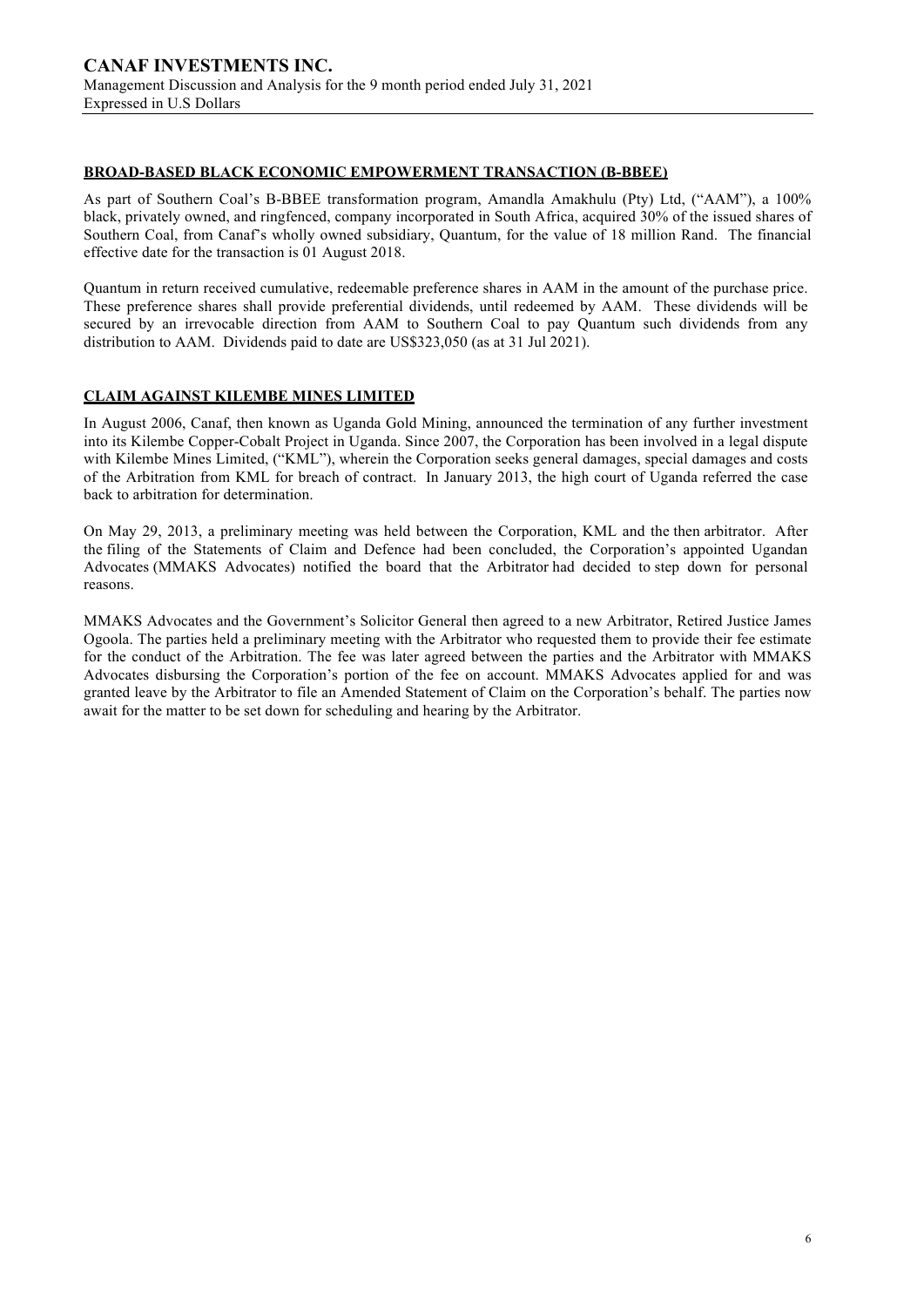## BROAD-BASED BLACK ECONOMIC EMPOWERMENT TRANSACTION (B-BBEE)

As part of Southern Coal's B-BBEE transformation program, Amandla Amakhulu (Pty) Ltd, ("AAM"), a 100% black, privately owned, and ringfenced, company incorporated in South Africa, acquired 30% of the issued shares of Southern Coal, from Canaf's wholly owned subsidiary, Quantum, for the value of 18 million Rand. The financial effective date for the transaction is 01 August 2018.

Quantum in return received cumulative, redeemable preference shares in AAM in the amount of the purchase price. These preference shares shall provide preferential dividends, until redeemed by AAM. These dividends will be secured by an irrevocable direction from AAM to Southern Coal to pay Quantum such dividends from any distribution to AAM. Dividends paid to date are US$323,050 (as at 31 Jul 2021).

## CLAIM AGAINST KILEMBE MINES LIMITED

In August 2006, Canaf, then known as Uganda Gold Mining, announced the termination of any further investment into its Kilembe Copper-Cobalt Project in Uganda. Since 2007, the Corporation has been involved in a legal dispute with Kilembe Mines Limited, ("KML"), wherein the Corporation seeks general damages, special damages and costs of the Arbitration from KML for breach of contract. In January 2013, the high court of Uganda referred the case back to arbitration for determination.

On May 29, 2013, a preliminary meeting was held between the Corporation, KML and the then arbitrator. After the filing of the Statements of Claim and Defence had been concluded, the Corporation's appointed Ugandan Advocates (MMAKS Advocates) notified the board that the Arbitrator had decided to step down for personal reasons.

MMAKS Advocates and the Government's Solicitor General then agreed to a new Arbitrator, Retired Justice James Ogoola. The parties held a preliminary meeting with the Arbitrator who requested them to provide their fee estimate for the conduct of the Arbitration. The fee was later agreed between the parties and the Arbitrator with MMAKS Advocates disbursing the Corporation's portion of the fee on account. MMAKS Advocates applied for and was granted leave by the Arbitrator to file an Amended Statement of Claim on the Corporation's behalf. The parties now await for the matter to be set down for scheduling and hearing by the Arbitrator.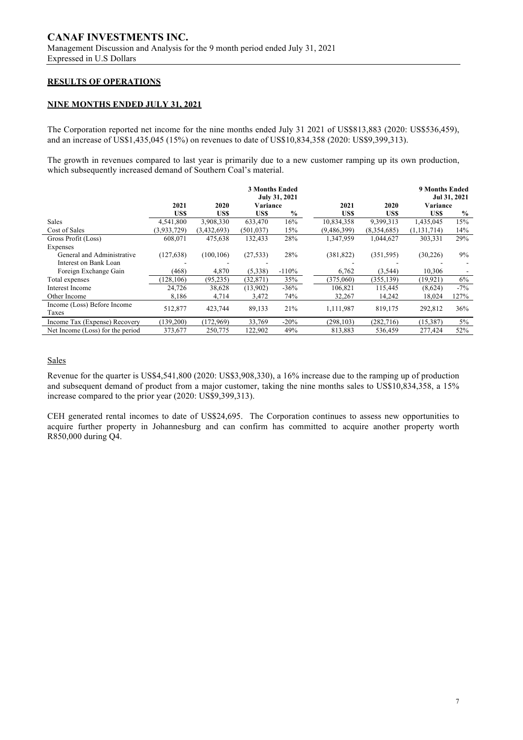## RESULTS OF OPERATIONS

### NINE MONTHS ENDED JULY 31, 2021

The Corporation reported net income for the nine months ended July 31 2021 of US$813,883 (2020: US$536,459), and an increase of US$1,435,045 (15%) on revenues to date of US$10,834,358 (2020: US$9,399,313).

The growth in revenues compared to last year is primarily due to a new customer ramping up its own production, which subsequently increased demand of Southern Coal's material.

| | | | 3 Months Ended July 31, 2021 | | | | 9 Months Ended Jul 31, 2021 | |
|---|---|---|---|---|---|---|---|---|
| | 2021 | 2020 | Variance | | 2021 | 2020 | Variance | |
| | US$ | US$ | US$ | % | US$ | US$ | US$ | % |
| Sales | 4,541,800 | 3,908,330 | 633,470 | 16% | 10,834,358 | 9,399,313 | 1,435,045 | 15% |
| Cost of Sales | (3,933,729) | (3,432,693) | (501,037) | 15% | (9,486,399) | (8,354,685) | (1,131,714) | 14% |
| Gross Profit (Loss) | 608,071 | 475,638 | 132,433 | 28% | 1,347,959 | 1,044,627 | 303,331 | 29% |
| Expenses | | | | | | | | |
| General and Administrative | (127,638) | (100,106) | (27,533) | 28% | (381,822) | (351,595) | (30,226) | 9% |
| Interest on Bank Loan | - | - | - | | - | - | - | - |
| Foreign Exchange Gain | (468) | 4,870 | (5,338) | -110% | 6,762 | (3,544) | 10,306 | - |
| Total expenses | (128,106) | (95,235) | (32,871) | 35% | (375,060) | (355,139) | (19,921) | 6% |
| Interest Income | 24,726 | 38,628 | (13,902) | -36% | 106,821 | 115,445 | (8,624) | -7% |
| Other Income | 8,186 | 4,714 | 3,472 | 74% | 32,267 | 14,242 | 18,024 | 127% |
| Income (Loss) Before Income Taxes | 512,877 | 423,744 | 89,133 | 21% | 1,111,987 | 819,175 | 292,812 | 36% |
| Income Tax (Expense) Recovery | (139,200) | (172,969) | 33,769 | -20% | (298,103) | (282,716) | (15,387) | 5% |
| Net Income (Loss) for the period | 373,677 | 250,775 | 122,902 | 49% | 813,883 | 536,459 | 277,424 | 52% |

### Sales

Revenue for the quarter is US$4,541,800 (2020: US$3,908,330), a 16% increase due to the ramping up of production and subsequent demand of product from a major customer, taking the nine months sales to US$10,834,358, a 15% increase compared to the prior year (2020: US$9,399,313).

CEH generated rental incomes to date of US$24,695. The Corporation continues to assess new opportunities to acquire further property in Johannesburg and can confirm has committed to acquire another property worth R850,000 during Q4.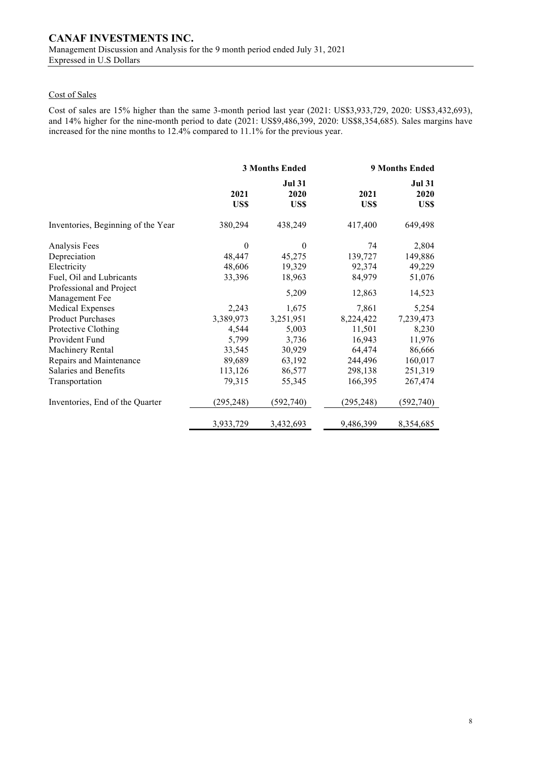# CANAF INVESTMENTS INC.

Management Discussion and Analysis for the 9 month period ended July 31, 2021
Expressed in U.S Dollars

## Cost of Sales

Cost of sales are 15% higher than the same 3-month period last year (2021: US$3,933,729, 2020: US$3,432,693), and 14% higher for the nine-month period to date (2021: US$9,486,399, 2020: US$8,354,685). Sales margins have increased for the nine months to 12.4% compared to 11.1% for the previous year.

| | 3 Months Ended | | 9 Months Ended | |
|---|---|---|---|---|
| | | Jul 31 | | Jul 31 |
| | 2021 | 2020 | 2021 | 2020 |
| | US$ | US$ | US$ | US$ |
| Inventories, Beginning of the Year | 380,294 | 438,249 | 417,400 | 649,498 |
| Analysis Fees | 0 | 0 | 74 | 2,804 |
| Depreciation | 48,447 | 45,275 | 139,727 | 149,886 |
| Electricity | 48,606 | 19,329 | 92,374 | 49,229 |
| Fuel, Oil and Lubricants | 33,396 | 18,963 | 84,979 | 51,076 |
| Professional and Project Management Fee | | 5,209 | 12,863 | 14,523 |
| Medical Expenses | 2,243 | 1,675 | 7,861 | 5,254 |
| Product Purchases | 3,389,973 | 3,251,951 | 8,224,422 | 7,239,473 |
| Protective Clothing | 4,544 | 5,003 | 11,501 | 8,230 |
| Provident Fund | 5,799 | 3,736 | 16,943 | 11,976 |
| Machinery Rental | 33,545 | 30,929 | 64,474 | 86,666 |
| Repairs and Maintenance | 89,689 | 63,192 | 244,496 | 160,017 |
| Salaries and Benefits | 113,126 | 86,577 | 298,138 | 251,319 |
| Transportation | 79,315 | 55,345 | 166,395 | 267,474 |
| Inventories, End of the Quarter | (295,248) | (592,740) | (295,248) | (592,740) |
| | 3,933,729 | 3,432,693 | 9,486,399 | 8,354,685 |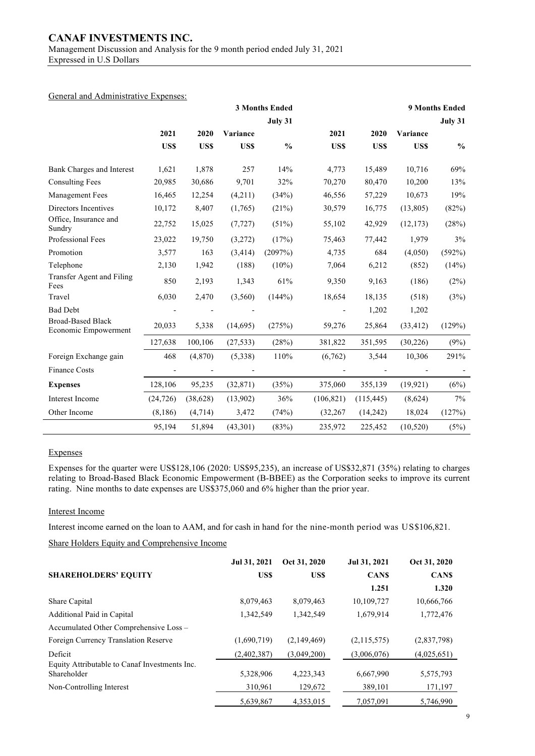General and Administrative Expenses:

| | 3 Months Ended | | | July 31 | 9 Months Ended | | | July 31 |
|---|---|---|---|---|---|---|---|---|
| | 2021 | 2020 | Variance | | 2021 | 2020 | Variance | |
| | US$ | US$ | US$ | % | US$ | US$ | US$ | % |
| Bank Charges and Interest | 1,621 | 1,878 | 257 | 14% | 4,773 | 15,489 | 10,716 | 69% |
| Consulting Fees | 20,985 | 30,686 | 9,701 | 32% | 70,270 | 80,470 | 10,200 | 13% |
| Management Fees | 16,465 | 12,254 | (4,211) | (34%) | 46,556 | 57,229 | 10,673 | 19% |
| Directors Incentives | 10,172 | 8,407 | (1,765) | (21%) | 30,579 | 16,775 | (13,805) | (82%) |
| Office, Insurance and Sundry | 22,752 | 15,025 | (7,727) | (51%) | 55,102 | 42,929 | (12,173) | (28%) |
| Professional Fees | 23,022 | 19,750 | (3,272) | (17%) | 75,463 | 77,442 | 1,979 | 3% |
| Promotion | 3,577 | 163 | (3,414) | (2097%) | 4,735 | 684 | (4,050) | (592%) |
| Telephone | 2,130 | 1,942 | (188) | (10%) | 7,064 | 6,212 | (852) | (14%) |
| Transfer Agent and Filing Fees | 850 | 2,193 | 1,343 | 61% | 9,350 | 9,163 | (186) | (2%) |
| Travel | 6,030 | 2,470 | (3,560) | (144%) | 18,654 | 18,135 | (518) | (3%) |
| Bad Debt | - | - | - | | - | 1,202 | 1,202 | |
| Broad-Based Black Economic Empowerment | 20,033 | 5,338 | (14,695) | (275%) | 59,276 | 25,864 | (33,412) | (129%) |
| | 127,638 | 100,106 | (27,533) | (28%) | 381,822 | 351,595 | (30,226) | (9%) |
| Foreign Exchange gain | 468 | (4,870) | (5,338) | 110% | (6,762) | 3,544 | 10,306 | 291% |
| Finance Costs | - | - | - | | - | - | - | - |
| **Expenses** | 128,106 | 95,235 | (32,871) | (35%) | 375,060 | 355,139 | (19,921) | (6%) |
| Interest Income | (24,726) | (38,628) | (13,902) | 36% | (106,821) | (115,445) | (8,624) | 7% |
| Other Income | (8,186) | (4,714) | 3,472 | (74%) | (32,267 | (14,242) | 18,024 | (127%) |
| | 95,194 | 51,894 | (43,301) | (83%) | 235,972 | 225,452 | (10,520) | (5%) |

Expenses

Expenses for the quarter were US$128,106 (2020: US$95,235), an increase of US$32,871 (35%) relating to charges relating to Broad-Based Black Economic Empowerment (B-BBEE) as the Corporation seeks to improve its current rating. Nine months to date expenses are US$375,060 and 6% higher than the prior year.

Interest Income

Interest income earned on the loan to AAM, and for cash in hand for the nine-month period was US$106,821.

Share Holders Equity and Comprehensive Income

| | Jul 31, 2021 | Oct 31, 2020 | Jul 31, 2021 | Oct 31, 2020 |
|---|---|---|---|---|
| **SHAREHOLDERS' EQUITY** | US$ | US$ | CAN$ | CAN$ |
| | | | 1.251 | 1.320 |
| Share Capital | 8,079,463 | 8,079,463 | 10,109,727 | 10,666,766 |
| Additional Paid in Capital | 1,342,549 | 1,342,549 | 1,679,914 | 1,772,476 |
| Accumulated Other Comprehensive Loss – | | | | |
| Foreign Currency Translation Reserve | (1,690,719) | (2,149,469) | (2,115,575) | (2,837,798) |
| Deficit | (2,402,387) | (3,049,200) | (3,006,076) | (4,025,651) |
| Equity Attributable to Canaf Investments Inc. Shareholder | 5,328,906 | 4,223,343 | 6,667,990 | 5,575,793 |
| Non-Controlling Interest | 310,961 | 129,672 | 389,101 | 171,197 |
| | 5,639,867 | 4,353,015 | 7,057,091 | 5,746,990 |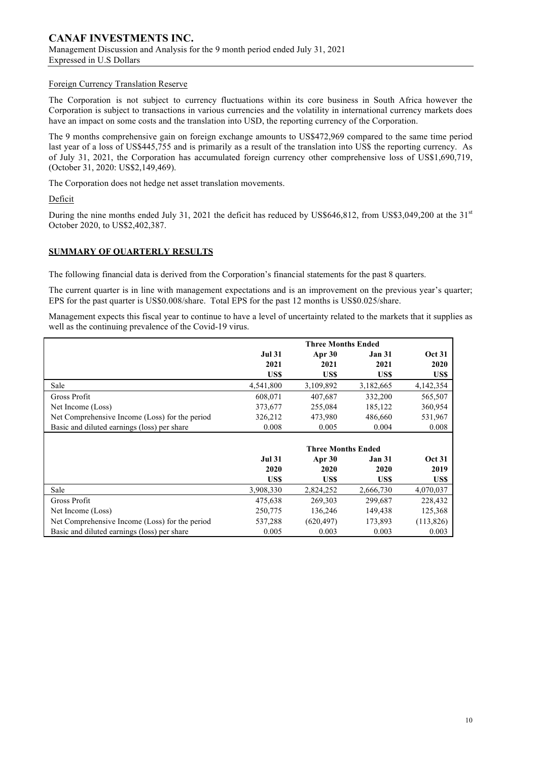Foreign Currency Translation Reserve

The Corporation is not subject to currency fluctuations within its core business in South Africa however the Corporation is subject to transactions in various currencies and the volatility in international currency markets does have an impact on some costs and the translation into USD, the reporting currency of the Corporation.

The 9 months comprehensive gain on foreign exchange amounts to US$472,969 compared to the same time period last year of a loss of US$445,755 and is primarily as a result of the translation into US$ the reporting currency. As of July 31, 2021, the Corporation has accumulated foreign currency other comprehensive loss of US$1,690,719, (October 31, 2020: US$2,149,469).

The Corporation does not hedge net asset translation movements.

Deficit

During the nine months ended July 31, 2021 the deficit has reduced by US$646,812, from US$3,049,200 at the 31st October 2020, to US$2,402,387.

## SUMMARY OF QUARTERLY RESULTS

The following financial data is derived from the Corporation's financial statements for the past 8 quarters.

The current quarter is in line with management expectations and is an improvement on the previous year's quarter; EPS for the past quarter is US$0.008/share. Total EPS for the past 12 months is US$0.025/share.

Management expects this fiscal year to continue to have a level of uncertainty related to the markets that it supplies as well as the continuing prevalence of the Covid-19 virus.

| | Three Months Ended | | | |
|---|---|---|---|---|
| | **Jul 31 2021 US$** | **Apr 30 2021 US$** | **Jan 31 2021 US$** | **Oct 31 2020 US$** |
| Sale | 4,541,800 | 3,109,892 | 3,182,665 | 4,142,354 |
| Gross Profit | 608,071 | 407,687 | 332,200 | 565,507 |
| Net Income (Loss) | 373,677 | 255,084 | 185,122 | 360,954 |
| Net Comprehensive Income (Loss) for the period | 326,212 | 473,980 | 486,660 | 531,967 |
| Basic and diluted earnings (loss) per share | 0.008 | 0.005 | 0.004 | 0.008 |

| | Three Months Ended | | | |
|---|---|---|---|---|
| | **Jul 31 2020 US$** | **Apr 30 2020 US$** | **Jan 31 2020 US$** | **Oct 31 2019 US$** |
| Sale | 3,908,330 | 2,824,252 | 2,666,730 | 4,070,037 |
| Gross Profit | 475,638 | 269,303 | 299,687 | 228,432 |
| Net Income (Loss) | 250,775 | 136,246 | 149,438 | 125,368 |
| Net Comprehensive Income (Loss) for the period | 537,288 | (620,497) | 173,893 | (113,826) |
| Basic and diluted earnings (loss) per share | 0.005 | 0.003 | 0.003 | 0.003 |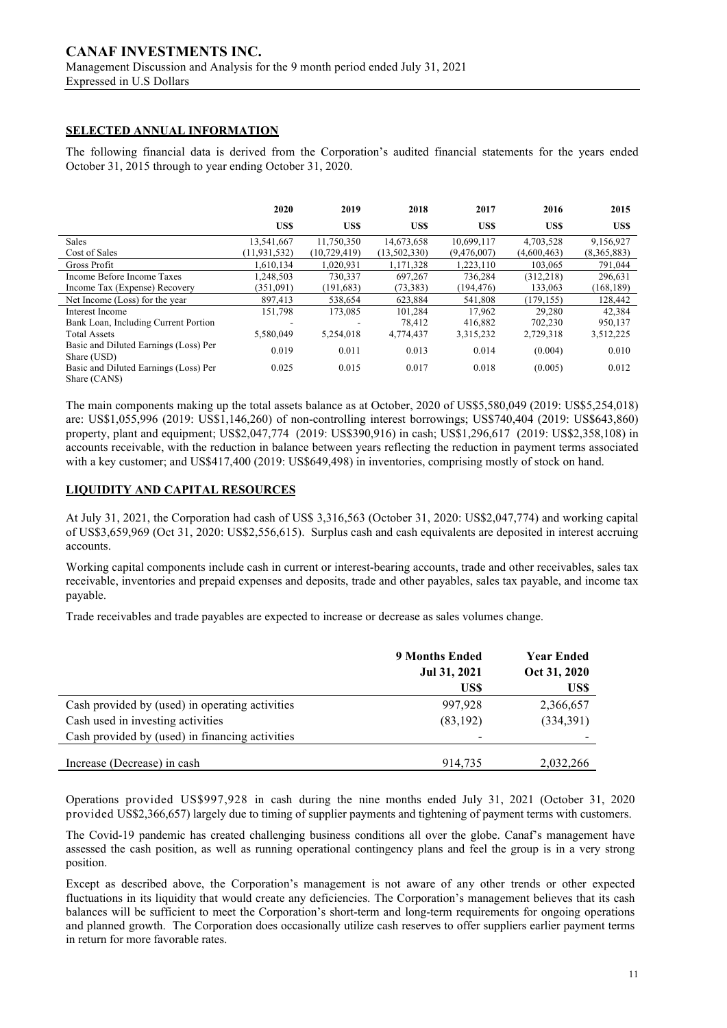## SELECTED ANNUAL INFORMATION

The following financial data is derived from the Corporation's audited financial statements for the years ended October 31, 2015 through to year ending October 31, 2020.

| | 2020 | 2019 | 2018 | 2017 | 2016 | 2015 |
|---|---|---|---|---|---|---|
| | US$ | US$ | US$ | US$ | US$ | US$ |
| Sales | 13,541,667 | 11,750,350 | 14,673,658 | 10,699,117 | 4,703,528 | 9,156,927 |
| Cost of Sales | (11,931,532) | (10,729,419) | (13,502,330) | (9,476,007) | (4,600,463) | (8,365,883) |
| Gross Profit | 1,610,134 | 1,020,931 | 1,171,328 | 1,223,110 | 103,065 | 791,044 |
| Income Before Income Taxes | 1,248,503 | 730,337 | 697,267 | 736,284 | (312,218) | 296,631 |
| Income Tax (Expense) Recovery | (351,091) | (191,683) | (73,383) | (194,476) | 133,063 | (168,189) |
| Net Income (Loss) for the year | 897,413 | 538,654 | 623,884 | 541,808 | (179,155) | 128,442 |
| Interest Income | 151,798 | 173,085 | 101,284 | 17,962 | 29,280 | 42,384 |
| Bank Loan, Including Current Portion | - | - | 78,412 | 416,882 | 702,230 | 950,137 |
| Total Assets | 5,580,049 | 5,254,018 | 4,774,437 | 3,315,232 | 2,729,318 | 3,512,225 |
| Basic and Diluted Earnings (Loss) Per Share (USD) | 0.019 | 0.011 | 0.013 | 0.014 | (0.004) | 0.010 |
| Basic and Diluted Earnings (Loss) Per Share (CAN$) | 0.025 | 0.015 | 0.017 | 0.018 | (0.005) | 0.012 |

The main components making up the total assets balance as at October, 2020 of US$5,580,049 (2019: US$5,254,018) are: US$1,055,996 (2019: US$1,146,260) of non-controlling interest borrowings; US$740,404 (2019: US$643,860) property, plant and equipment; US$2,047,774 (2019: US$390,916) in cash; US$1,296,617 (2019: US$2,358,108) in accounts receivable, with the reduction in balance between years reflecting the reduction in payment terms associated with a key customer; and US$417,400 (2019: US$649,498) in inventories, comprising mostly of stock on hand.

## LIQUIDITY AND CAPITAL RESOURCES

At July 31, 2021, the Corporation had cash of US$ 3,316,563 (October 31, 2020: US$2,047,774) and working capital of US$3,659,969 (Oct 31, 2020: US$2,556,615). Surplus cash and cash equivalents are deposited in interest accruing accounts.

Working capital components include cash in current or interest-bearing accounts, trade and other receivables, sales tax receivable, inventories and prepaid expenses and deposits, trade and other payables, sales tax payable, and income tax payable.

Trade receivables and trade payables are expected to increase or decrease as sales volumes change.

| | 9 Months Ended Jul 31, 2021 | Year Ended Oct 31, 2020 |
|---|---|---|
| | US$ | US$ |
| Cash provided by (used) in operating activities | 997,928 | 2,366,657 |
| Cash used in investing activities | (83,192) | (334,391) |
| Cash provided by (used) in financing activities | - | - |
| Increase (Decrease) in cash | 914,735 | 2,032,266 |

Operations provided US$997,928 in cash during the nine months ended July 31, 2021 (October 31, 2020 provided US$2,366,657) largely due to timing of supplier payments and tightening of payment terms with customers.

The Covid-19 pandemic has created challenging business conditions all over the globe. Canaf's management have assessed the cash position, as well as running operational contingency plans and feel the group is in a very strong position.

Except as described above, the Corporation's management is not aware of any other trends or other expected fluctuations in its liquidity that would create any deficiencies. The Corporation's management believes that its cash balances will be sufficient to meet the Corporation's short-term and long-term requirements for ongoing operations and planned growth. The Corporation does occasionally utilize cash reserves to offer suppliers earlier payment terms in return for more favorable rates.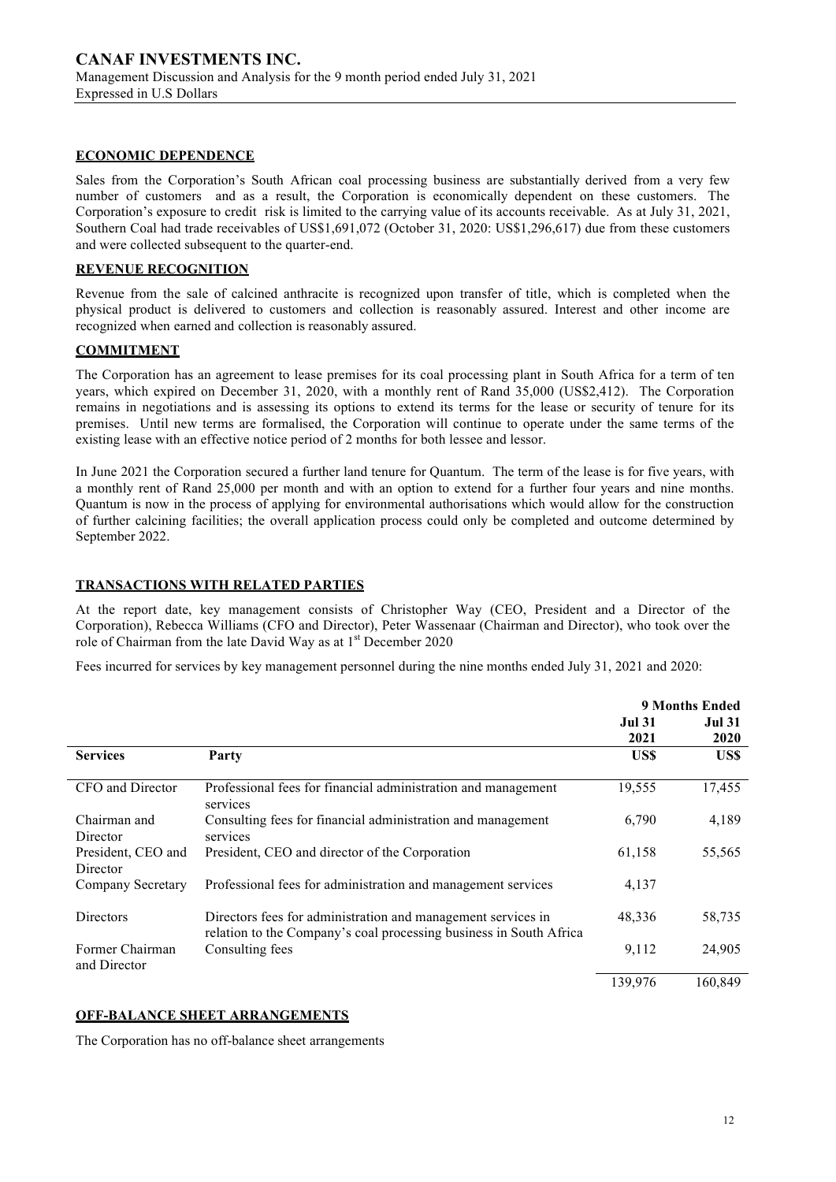## ECONOMIC DEPENDENCE

Sales from the Corporation's South African coal processing business are substantially derived from a very few number of customers and as a result, the Corporation is economically dependent on these customers. The Corporation's exposure to credit risk is limited to the carrying value of its accounts receivable. As at July 31, 2021, Southern Coal had trade receivables of US$1,691,072 (October 31, 2020: US$1,296,617) due from these customers and were collected subsequent to the quarter-end.

## REVENUE RECOGNITION

Revenue from the sale of calcined anthracite is recognized upon transfer of title, which is completed when the physical product is delivered to customers and collection is reasonably assured. Interest and other income are recognized when earned and collection is reasonably assured.

## COMMITMENT

The Corporation has an agreement to lease premises for its coal processing plant in South Africa for a term of ten years, which expired on December 31, 2020, with a monthly rent of Rand 35,000 (US$2,412). The Corporation remains in negotiations and is assessing its options to extend its terms for the lease or security of tenure for its premises. Until new terms are formalised, the Corporation will continue to operate under the same terms of the existing lease with an effective notice period of 2 months for both lessee and lessor.

In June 2021 the Corporation secured a further land tenure for Quantum. The term of the lease is for five years, with a monthly rent of Rand 25,000 per month and with an option to extend for a further four years and nine months. Quantum is now in the process of applying for environmental authorisations which would allow for the construction of further calcining facilities; the overall application process could only be completed and outcome determined by September 2022.

## TRANSACTIONS WITH RELATED PARTIES

At the report date, key management consists of Christopher Way (CEO, President and a Director of the Corporation), Rebecca Williams (CFO and Director), Peter Wassenaar (Chairman and Director), who took over the role of Chairman from the late David Way as at 1st December 2020

Fees incurred for services by key management personnel during the nine months ended July 31, 2021 and 2020:

| | | 9 Months Ended | |
|---|---|---|---|
| | | Jul 31 2021 | Jul 31 2020 |
| **Services** | **Party** | **US$** | **US$** |
| CFO and Director | Professional fees for financial administration and management services | 19,555 | 17,455 |
| Chairman and Director | Consulting fees for financial administration and management services | 6,790 | 4,189 |
| President, CEO and Director | President, CEO and director of the Corporation | 61,158 | 55,565 |
| Company Secretary | Professional fees for administration and management services | 4,137 | |
| Directors | Directors fees for administration and management services in relation to the Company's coal processing business in South Africa | 48,336 | 58,735 |
| Former Chairman and Director | Consulting fees | 9,112 | 24,905 |
| | | 139,976 | 160,849 |

## OFF-BALANCE SHEET ARRANGEMENTS

The Corporation has no off-balance sheet arrangements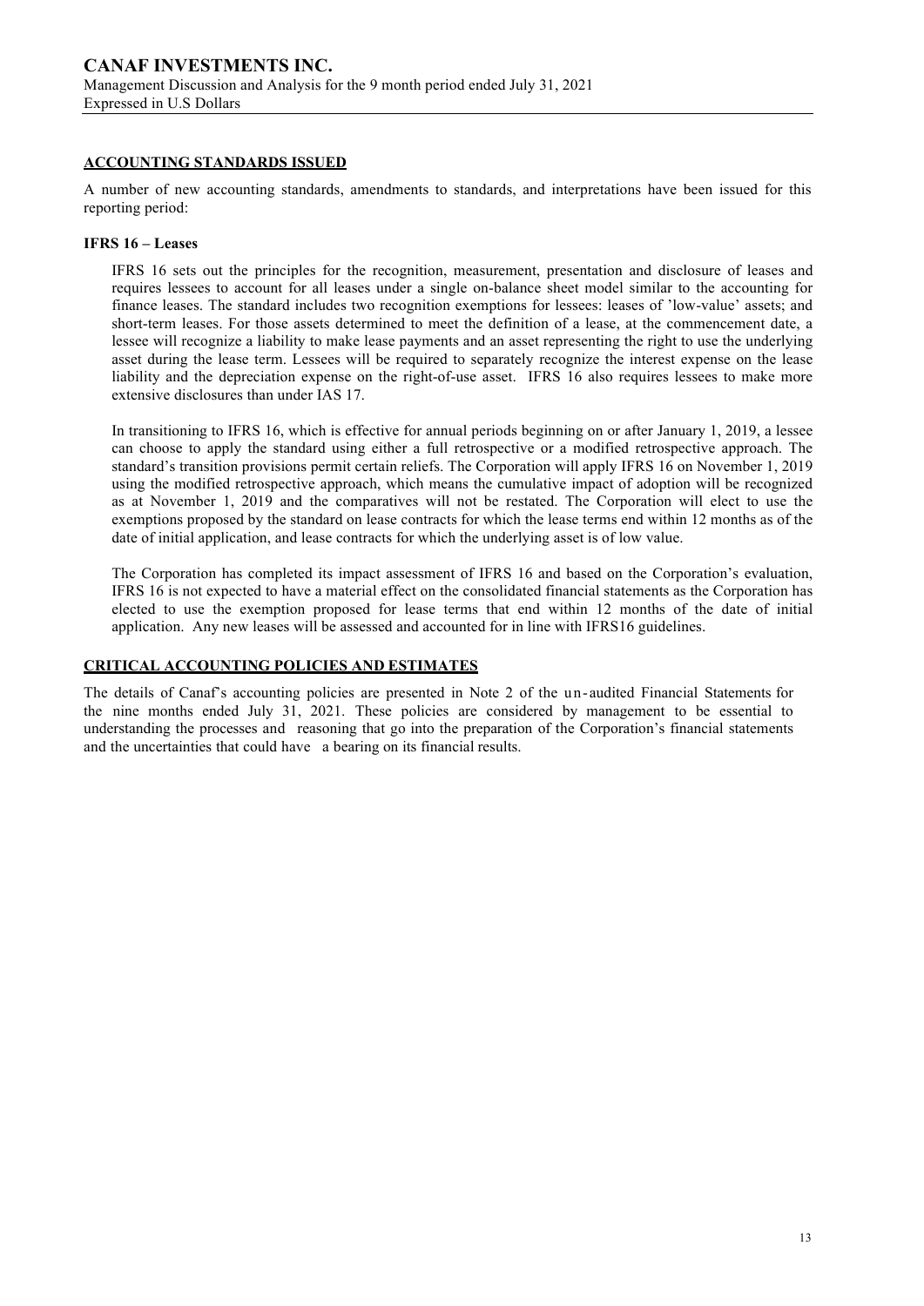## ACCOUNTING STANDARDS ISSUED

A number of new accounting standards, amendments to standards, and interpretations have been issued for this reporting period:

### IFRS 16 – Leases

IFRS 16 sets out the principles for the recognition, measurement, presentation and disclosure of leases and requires lessees to account for all leases under a single on-balance sheet model similar to the accounting for finance leases. The standard includes two recognition exemptions for lessees: leases of 'low-value' assets; and short-term leases. For those assets determined to meet the definition of a lease, at the commencement date, a lessee will recognize a liability to make lease payments and an asset representing the right to use the underlying asset during the lease term. Lessees will be required to separately recognize the interest expense on the lease liability and the depreciation expense on the right-of-use asset. IFRS 16 also requires lessees to make more extensive disclosures than under IAS 17.

In transitioning to IFRS 16, which is effective for annual periods beginning on or after January 1, 2019, a lessee can choose to apply the standard using either a full retrospective or a modified retrospective approach. The standard's transition provisions permit certain reliefs. The Corporation will apply IFRS 16 on November 1, 2019 using the modified retrospective approach, which means the cumulative impact of adoption will be recognized as at November 1, 2019 and the comparatives will not be restated. The Corporation will elect to use the exemptions proposed by the standard on lease contracts for which the lease terms end within 12 months as of the date of initial application, and lease contracts for which the underlying asset is of low value.

The Corporation has completed its impact assessment of IFRS 16 and based on the Corporation's evaluation, IFRS 16 is not expected to have a material effect on the consolidated financial statements as the Corporation has elected to use the exemption proposed for lease terms that end within 12 months of the date of initial application. Any new leases will be assessed and accounted for in line with IFRS16 guidelines.

## CRITICAL ACCOUNTING POLICIES AND ESTIMATES

The details of Canaf's accounting policies are presented in Note 2 of the un-audited Financial Statements for the nine months ended July 31, 2021. These policies are considered by management to be essential to understanding the processes and reasoning that go into the preparation of the Corporation's financial statements and the uncertainties that could have a bearing on its financial results.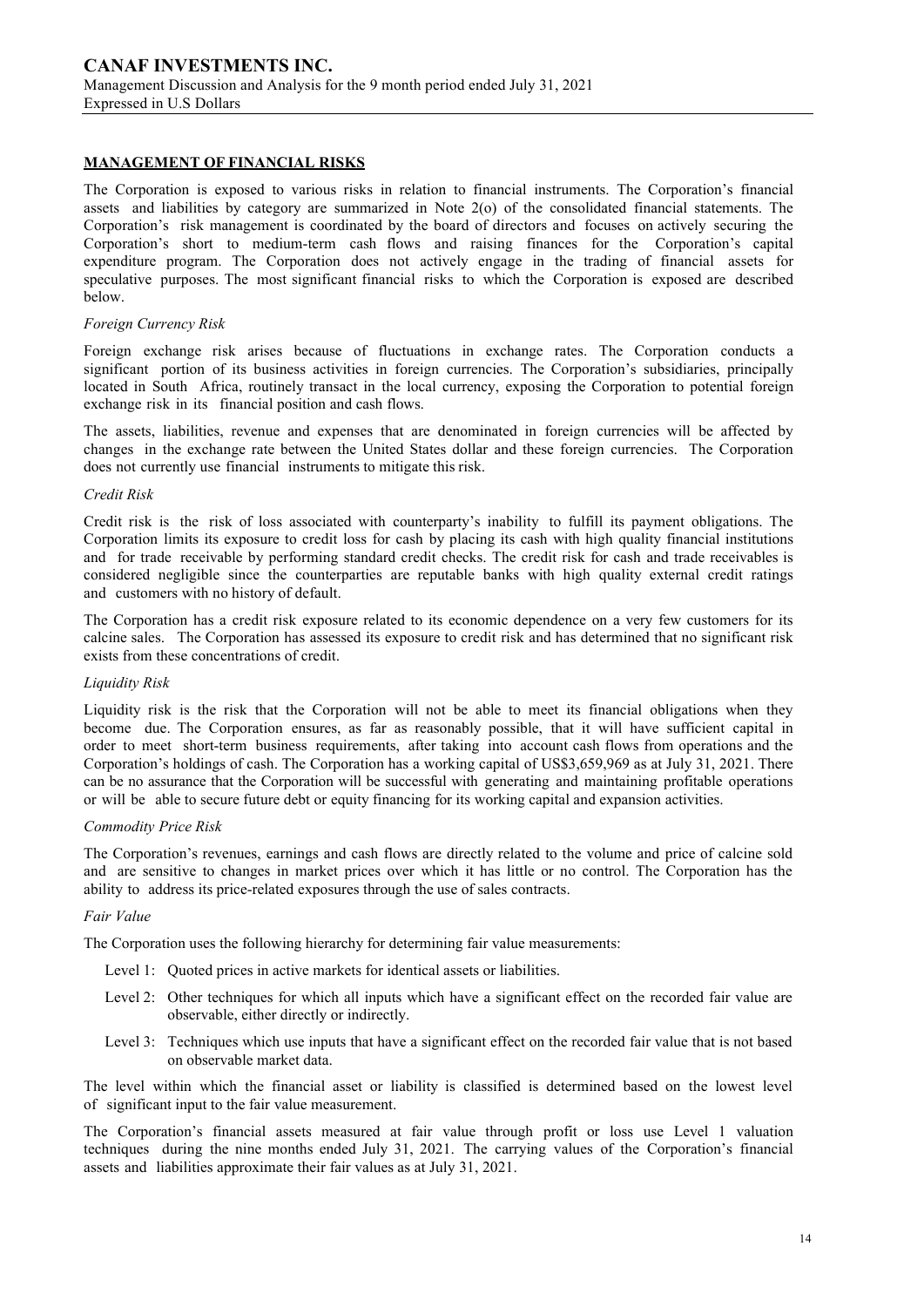## MANAGEMENT OF FINANCIAL RISKS

The Corporation is exposed to various risks in relation to financial instruments. The Corporation's financial assets and liabilities by category are summarized in Note 2(o) of the consolidated financial statements. The Corporation's risk management is coordinated by the board of directors and focuses on actively securing the Corporation's short to medium-term cash flows and raising finances for the Corporation's capital expenditure program. The Corporation does not actively engage in the trading of financial assets for speculative purposes. The most significant financial risks to which the Corporation is exposed are described below.

*Foreign Currency Risk*

Foreign exchange risk arises because of fluctuations in exchange rates. The Corporation conducts a significant portion of its business activities in foreign currencies. The Corporation's subsidiaries, principally located in South Africa, routinely transact in the local currency, exposing the Corporation to potential foreign exchange risk in its financial position and cash flows.

The assets, liabilities, revenue and expenses that are denominated in foreign currencies will be affected by changes in the exchange rate between the United States dollar and these foreign currencies. The Corporation does not currently use financial instruments to mitigate this risk.

*Credit Risk*

Credit risk is the risk of loss associated with counterparty's inability to fulfill its payment obligations. The Corporation limits its exposure to credit loss for cash by placing its cash with high quality financial institutions and for trade receivable by performing standard credit checks. The credit risk for cash and trade receivables is considered negligible since the counterparties are reputable banks with high quality external credit ratings and customers with no history of default.

The Corporation has a credit risk exposure related to its economic dependence on a very few customers for its calcine sales. The Corporation has assessed its exposure to credit risk and has determined that no significant risk exists from these concentrations of credit.

*Liquidity Risk*

Liquidity risk is the risk that the Corporation will not be able to meet its financial obligations when they become due. The Corporation ensures, as far as reasonably possible, that it will have sufficient capital in order to meet short-term business requirements, after taking into account cash flows from operations and the Corporation's holdings of cash. The Corporation has a working capital of US$3,659,969 as at July 31, 2021. There can be no assurance that the Corporation will be successful with generating and maintaining profitable operations or will be able to secure future debt or equity financing for its working capital and expansion activities.

*Commodity Price Risk*

The Corporation's revenues, earnings and cash flows are directly related to the volume and price of calcine sold and are sensitive to changes in market prices over which it has little or no control. The Corporation has the ability to address its price-related exposures through the use of sales contracts.

*Fair Value*

The Corporation uses the following hierarchy for determining fair value measurements:

- Level 1: Quoted prices in active markets for identical assets or liabilities.
- Level 2: Other techniques for which all inputs which have a significant effect on the recorded fair value are observable, either directly or indirectly.
- Level 3: Techniques which use inputs that have a significant effect on the recorded fair value that is not based on observable market data.

The level within which the financial asset or liability is classified is determined based on the lowest level of significant input to the fair value measurement.

The Corporation's financial assets measured at fair value through profit or loss use Level 1 valuation techniques during the nine months ended July 31, 2021. The carrying values of the Corporation's financial assets and liabilities approximate their fair values as at July 31, 2021.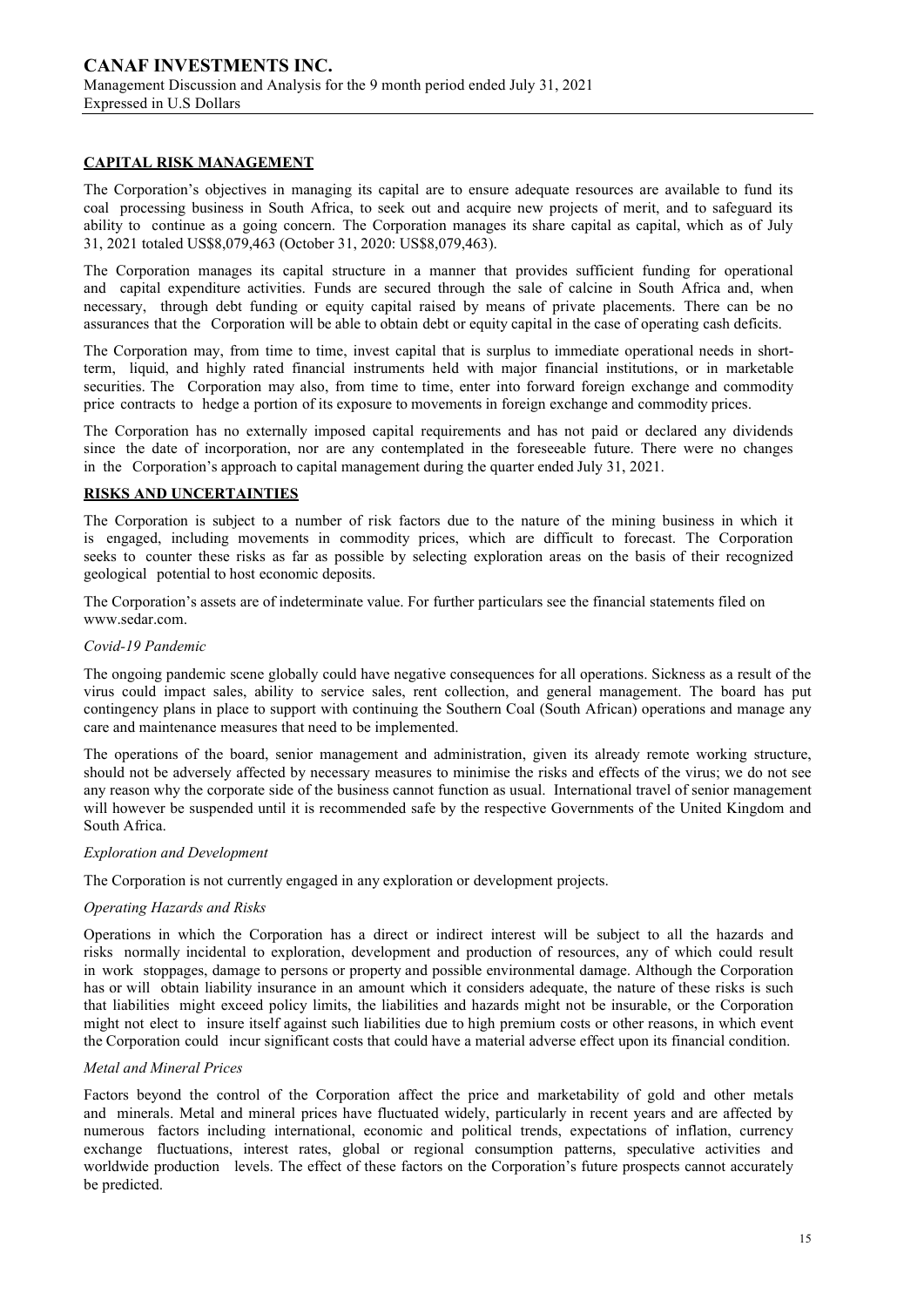## CAPITAL RISK MANAGEMENT

The Corporation's objectives in managing its capital are to ensure adequate resources are available to fund its coal processing business in South Africa, to seek out and acquire new projects of merit, and to safeguard its ability to continue as a going concern. The Corporation manages its share capital as capital, which as of July 31, 2021 totaled US$8,079,463 (October 31, 2020: US$8,079,463).

The Corporation manages its capital structure in a manner that provides sufficient funding for operational and capital expenditure activities. Funds are secured through the sale of calcine in South Africa and, when necessary, through debt funding or equity capital raised by means of private placements. There can be no assurances that the Corporation will be able to obtain debt or equity capital in the case of operating cash deficits.

The Corporation may, from time to time, invest capital that is surplus to immediate operational needs in short-term, liquid, and highly rated financial instruments held with major financial institutions, or in marketable securities. The Corporation may also, from time to time, enter into forward foreign exchange and commodity price contracts to hedge a portion of its exposure to movements in foreign exchange and commodity prices.

The Corporation has no externally imposed capital requirements and has not paid or declared any dividends since the date of incorporation, nor are any contemplated in the foreseeable future. There were no changes in the Corporation's approach to capital management during the quarter ended July 31, 2021.

## RISKS AND UNCERTAINTIES

The Corporation is subject to a number of risk factors due to the nature of the mining business in which it is engaged, including movements in commodity prices, which are difficult to forecast. The Corporation seeks to counter these risks as far as possible by selecting exploration areas on the basis of their recognized geological potential to host economic deposits.

The Corporation's assets are of indeterminate value. For further particulars see the financial statements filed on www.sedar.com.

*Covid-19 Pandemic*

The ongoing pandemic scene globally could have negative consequences for all operations. Sickness as a result of the virus could impact sales, ability to service sales, rent collection, and general management. The board has put contingency plans in place to support with continuing the Southern Coal (South African) operations and manage any care and maintenance measures that need to be implemented.

The operations of the board, senior management and administration, given its already remote working structure, should not be adversely affected by necessary measures to minimise the risks and effects of the virus; we do not see any reason why the corporate side of the business cannot function as usual. International travel of senior management will however be suspended until it is recommended safe by the respective Governments of the United Kingdom and South Africa.

*Exploration and Development*

The Corporation is not currently engaged in any exploration or development projects.

*Operating Hazards and Risks*

Operations in which the Corporation has a direct or indirect interest will be subject to all the hazards and risks normally incidental to exploration, development and production of resources, any of which could result in work stoppages, damage to persons or property and possible environmental damage. Although the Corporation has or will obtain liability insurance in an amount which it considers adequate, the nature of these risks is such that liabilities might exceed policy limits, the liabilities and hazards might not be insurable, or the Corporation might not elect to insure itself against such liabilities due to high premium costs or other reasons, in which event the Corporation could incur significant costs that could have a material adverse effect upon its financial condition.

*Metal and Mineral Prices*

Factors beyond the control of the Corporation affect the price and marketability of gold and other metals and minerals. Metal and mineral prices have fluctuated widely, particularly in recent years and are affected by numerous factors including international, economic and political trends, expectations of inflation, currency exchange fluctuations, interest rates, global or regional consumption patterns, speculative activities and worldwide production levels. The effect of these factors on the Corporation's future prospects cannot accurately be predicted.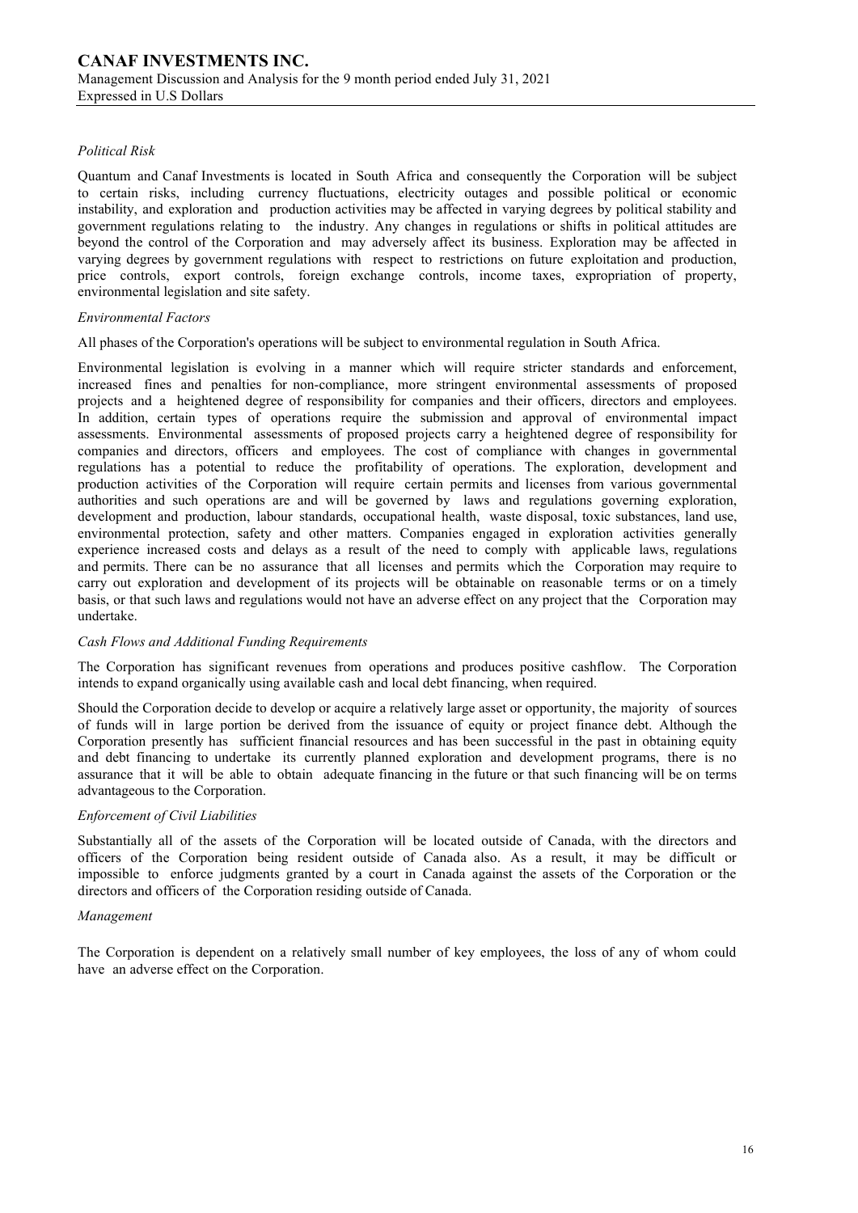### *Political Risk*

Quantum and Canaf Investments is located in South Africa and consequently the Corporation will be subject to certain risks, including currency fluctuations, electricity outages and possible political or economic instability, and exploration and production activities may be affected in varying degrees by political stability and government regulations relating to the industry. Any changes in regulations or shifts in political attitudes are beyond the control of the Corporation and may adversely affect its business. Exploration may be affected in varying degrees by government regulations with respect to restrictions on future exploitation and production, price controls, export controls, foreign exchange controls, income taxes, expropriation of property, environmental legislation and site safety.

### *Environmental Factors*

All phases of the Corporation's operations will be subject to environmental regulation in South Africa.

Environmental legislation is evolving in a manner which will require stricter standards and enforcement, increased fines and penalties for non-compliance, more stringent environmental assessments of proposed projects and a heightened degree of responsibility for companies and their officers, directors and employees. In addition, certain types of operations require the submission and approval of environmental impact assessments. Environmental assessments of proposed projects carry a heightened degree of responsibility for companies and directors, officers and employees. The cost of compliance with changes in governmental regulations has a potential to reduce the profitability of operations. The exploration, development and production activities of the Corporation will require certain permits and licenses from various governmental authorities and such operations are and will be governed by laws and regulations governing exploration, development and production, labour standards, occupational health, waste disposal, toxic substances, land use, environmental protection, safety and other matters. Companies engaged in exploration activities generally experience increased costs and delays as a result of the need to comply with applicable laws, regulations and permits. There can be no assurance that all licenses and permits which the Corporation may require to carry out exploration and development of its projects will be obtainable on reasonable terms or on a timely basis, or that such laws and regulations would not have an adverse effect on any project that the Corporation may undertake.

### *Cash Flows and Additional Funding Requirements*

The Corporation has significant revenues from operations and produces positive cashflow. The Corporation intends to expand organically using available cash and local debt financing, when required.

Should the Corporation decide to develop or acquire a relatively large asset or opportunity, the majority of sources of funds will in large portion be derived from the issuance of equity or project finance debt. Although the Corporation presently has sufficient financial resources and has been successful in the past in obtaining equity and debt financing to undertake its currently planned exploration and development programs, there is no assurance that it will be able to obtain adequate financing in the future or that such financing will be on terms advantageous to the Corporation.

### *Enforcement of Civil Liabilities*

Substantially all of the assets of the Corporation will be located outside of Canada, with the directors and officers of the Corporation being resident outside of Canada also. As a result, it may be difficult or impossible to enforce judgments granted by a court in Canada against the assets of the Corporation or the directors and officers of the Corporation residing outside of Canada.

### *Management*

The Corporation is dependent on a relatively small number of key employees, the loss of any of whom could have an adverse effect on the Corporation.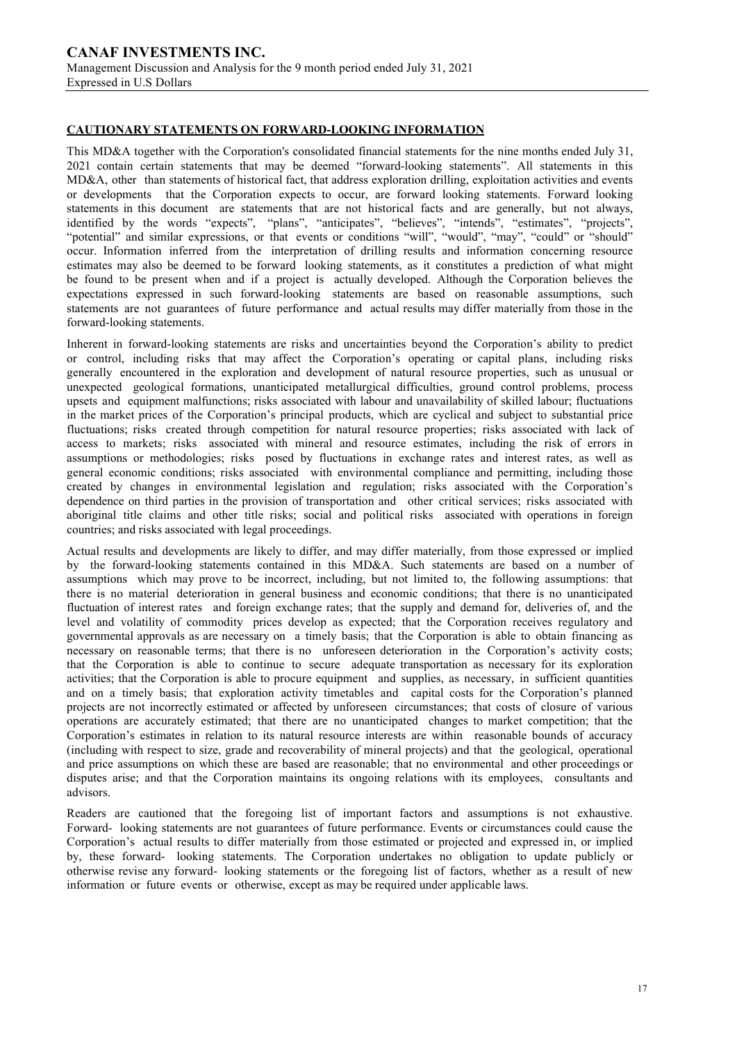## CAUTIONARY STATEMENTS ON FORWARD-LOOKING INFORMATION

This MD&A together with the Corporation's consolidated financial statements for the nine months ended July 31, 2021 contain certain statements that may be deemed "forward-looking statements". All statements in this MD&A, other than statements of historical fact, that address exploration drilling, exploitation activities and events or developments that the Corporation expects to occur, are forward looking statements. Forward looking statements in this document are statements that are not historical facts and are generally, but not always, identified by the words "expects", "plans", "anticipates", "believes", "intends", "estimates", "projects", "potential" and similar expressions, or that events or conditions "will", "would", "may", "could" or "should" occur. Information inferred from the interpretation of drilling results and information concerning resource estimates may also be deemed to be forward looking statements, as it constitutes a prediction of what might be found to be present when and if a project is actually developed. Although the Corporation believes the expectations expressed in such forward-looking statements are based on reasonable assumptions, such statements are not guarantees of future performance and actual results may differ materially from those in the forward-looking statements.

Inherent in forward-looking statements are risks and uncertainties beyond the Corporation's ability to predict or control, including risks that may affect the Corporation's operating or capital plans, including risks generally encountered in the exploration and development of natural resource properties, such as unusual or unexpected geological formations, unanticipated metallurgical difficulties, ground control problems, process upsets and equipment malfunctions; risks associated with labour and unavailability of skilled labour; fluctuations in the market prices of the Corporation's principal products, which are cyclical and subject to substantial price fluctuations; risks created through competition for natural resource properties; risks associated with lack of access to markets; risks associated with mineral and resource estimates, including the risk of errors in assumptions or methodologies; risks posed by fluctuations in exchange rates and interest rates, as well as general economic conditions; risks associated with environmental compliance and permitting, including those created by changes in environmental legislation and regulation; risks associated with the Corporation's dependence on third parties in the provision of transportation and other critical services; risks associated with aboriginal title claims and other title risks; social and political risks associated with operations in foreign countries; and risks associated with legal proceedings.

Actual results and developments are likely to differ, and may differ materially, from those expressed or implied by the forward-looking statements contained in this MD&A. Such statements are based on a number of assumptions which may prove to be incorrect, including, but not limited to, the following assumptions: that there is no material deterioration in general business and economic conditions; that there is no unanticipated fluctuation of interest rates and foreign exchange rates; that the supply and demand for, deliveries of, and the level and volatility of commodity prices develop as expected; that the Corporation receives regulatory and governmental approvals as are necessary on a timely basis; that the Corporation is able to obtain financing as necessary on reasonable terms; that there is no unforeseen deterioration in the Corporation's activity costs; that the Corporation is able to continue to secure adequate transportation as necessary for its exploration activities; that the Corporation is able to procure equipment and supplies, as necessary, in sufficient quantities and on a timely basis; that exploration activity timetables and capital costs for the Corporation's planned projects are not incorrectly estimated or affected by unforeseen circumstances; that costs of closure of various operations are accurately estimated; that there are no unanticipated changes to market competition; that the Corporation's estimates in relation to its natural resource interests are within reasonable bounds of accuracy (including with respect to size, grade and recoverability of mineral projects) and that the geological, operational and price assumptions on which these are based are reasonable; that no environmental and other proceedings or disputes arise; and that the Corporation maintains its ongoing relations with its employees, consultants and advisors.

Readers are cautioned that the foregoing list of important factors and assumptions is not exhaustive. Forward- looking statements are not guarantees of future performance. Events or circumstances could cause the Corporation's actual results to differ materially from those estimated or projected and expressed in, or implied by, these forward- looking statements. The Corporation undertakes no obligation to update publicly or otherwise revise any forward- looking statements or the foregoing list of factors, whether as a result of new information or future events or otherwise, except as may be required under applicable laws.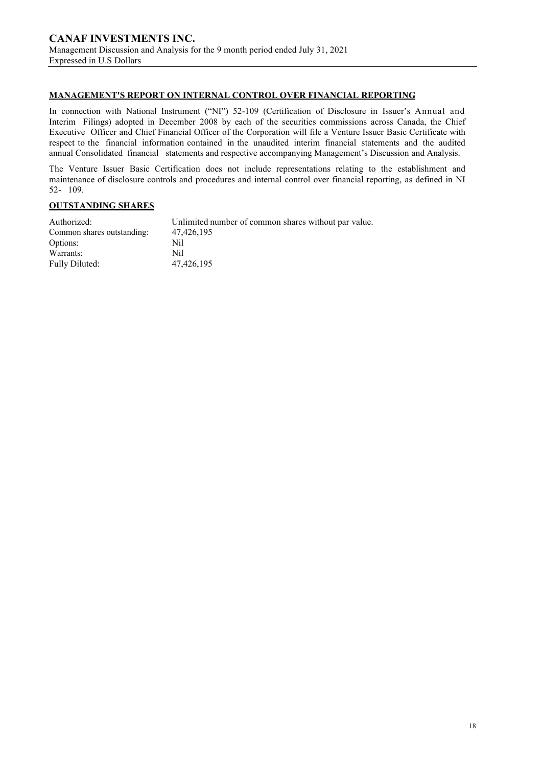#### MANAGEMENT'S REPORT ON INTERNAL CONTROL OVER FINANCIAL REPORTING

In connection with National Instrument ("NI") 52-109 (Certification of Disclosure in Issuer's Annual and Interim Filings) adopted in December 2008 by each of the securities commissions across Canada, the Chief Executive Officer and Chief Financial Officer of the Corporation will file a Venture Issuer Basic Certificate with respect to the financial information contained in the unaudited interim financial statements and the audited annual Consolidated financial statements and respective accompanying Management's Discussion and Analysis.

The Venture Issuer Basic Certification does not include representations relating to the establishment and maintenance of disclosure controls and procedures and internal control over financial reporting, as defined in NI 52- 109.

#### OUTSTANDING SHARES

| | |
|---|---|
| Authorized: | Unlimited number of common shares without par value. |
| Common shares outstanding: | 47,426,195 |
| Options: | Nil |
| Warrants: | Nil |
| Fully Diluted: | 47,426,195 |